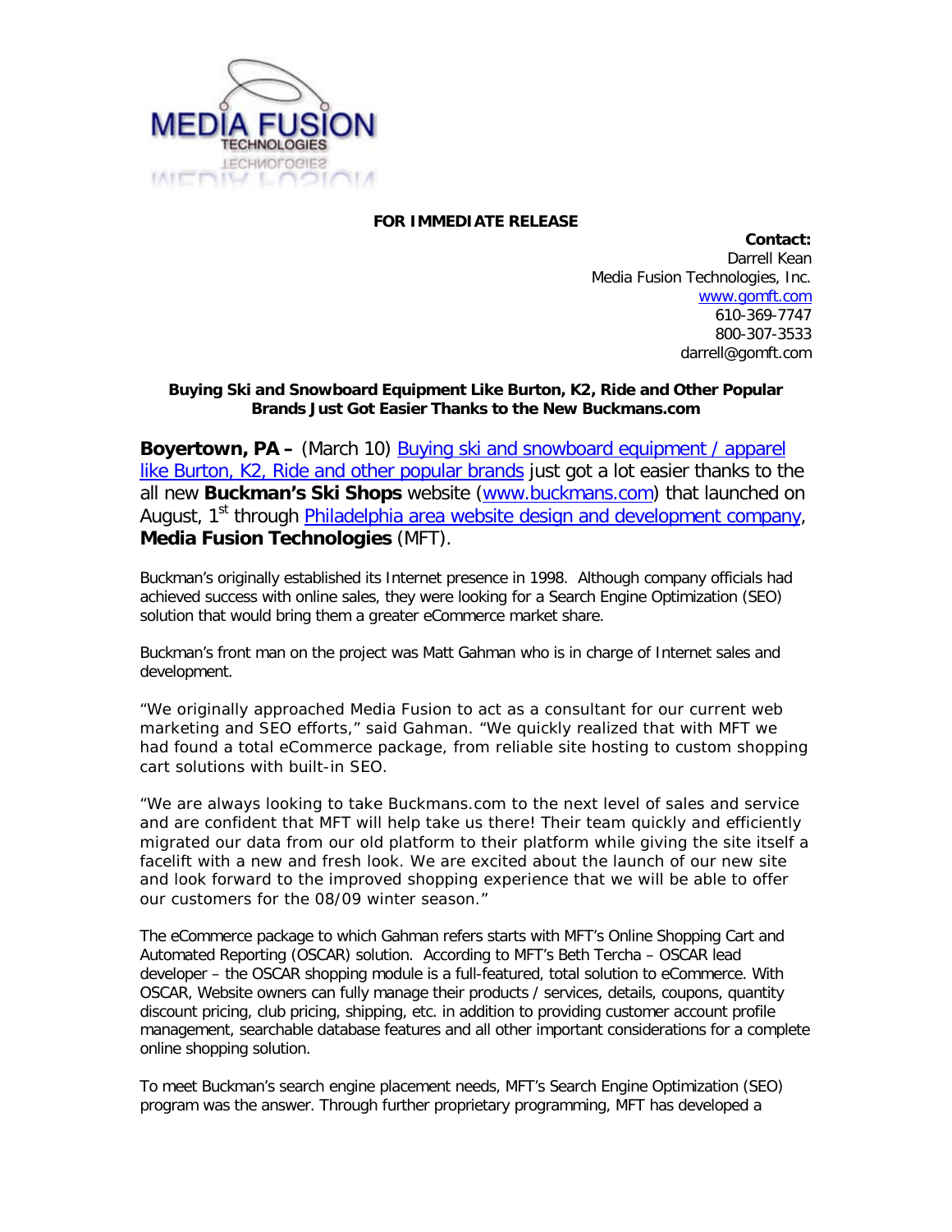**FOR IMMEDIATE RELEASE**

**Contact:**
Darrell Kean
Media Fusion Technologies, Inc.
[www.gomft.com](http://www.gomft.com)
610-369-7747
800-307-3533
darrell@gomft.com

**Buying Ski and Snowboard Equipment Like Burton, K2, Ride and Other Popular Brands Just Got Easier Thanks to the New Buckmans.com**

**Boyertown, PA –** (March 10) Buying ski and snowboard equipment / apparel like Burton, K2, Ride and other popular brands just got a lot easier thanks to the all new **Buckman's Ski Shops** website ([www.buckmans.com](http://www.buckmans.com)) that launched on August, 1st through Philadelphia area website design and development company, **Media Fusion Technologies** (MFT).

Buckman's originally established its Internet presence in 1998. Although company officials had achieved success with online sales, they were looking for a Search Engine Optimization (SEO) solution that would bring them a greater eCommerce market share.

Buckman's front man on the project was Matt Gahman who is in charge of Internet sales and development.

"We originally approached Media Fusion to act as a consultant for our current web marketing and SEO efforts," said Gahman. "We quickly realized that with MFT we had found a total eCommerce package, from reliable site hosting to custom shopping cart solutions with built-in SEO.

"We are always looking to take Buckmans.com to the next level of sales and service and are confident that MFT will help take us there! Their team quickly and efficiently migrated our data from our old platform to their platform while giving the site itself a facelift with a new and fresh look. We are excited about the launch of our new site and look forward to the improved shopping experience that we will be able to offer our customers for the 08/09 winter season."

The eCommerce package to which Gahman refers starts with MFT's Online Shopping Cart and Automated Reporting (OSCAR) solution. According to MFT's Beth Tercha – OSCAR lead developer – the OSCAR shopping module is a full-featured, total solution to eCommerce. With OSCAR, Website owners can fully manage their products / services, details, coupons, quantity discount pricing, club pricing, shipping, etc. in addition to providing customer account profile management, searchable database features and all other important considerations for a complete online shopping solution.

To meet Buckman's search engine placement needs, MFT's Search Engine Optimization (SEO) program was the answer. Through further proprietary programming, MFT has developed a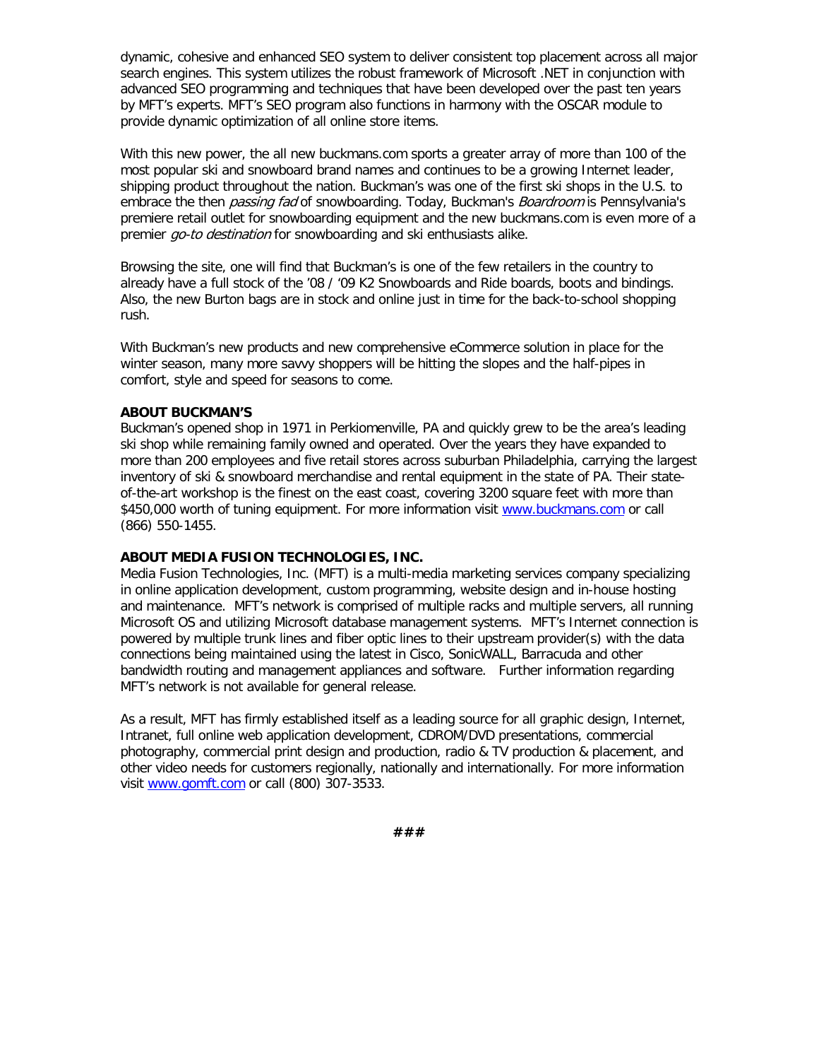dynamic, cohesive and enhanced SEO system to deliver consistent top placement across all major search engines. This system utilizes the robust framework of Microsoft .NET in conjunction with advanced SEO programming and techniques that have been developed over the past ten years by MFT's experts. MFT's SEO program also functions in harmony with the OSCAR module to provide dynamic optimization of all online store items.

With this new power, the all new buckmans.com sports a greater array of more than 100 of the most popular ski and snowboard brand names and continues to be a growing Internet leader, shipping product throughout the nation. Buckman's was one of the first ski shops in the U.S. to embrace the then *passing fad* of snowboarding. Today, Buckman's *Boardroom* is Pennsylvania's premiere retail outlet for snowboarding equipment and the new buckmans.com is even more of a premier *go-to destination* for snowboarding and ski enthusiasts alike.

Browsing the site, one will find that Buckman's is one of the few retailers in the country to already have a full stock of the '08 / '09 K2 Snowboards and Ride boards, boots and bindings. Also, the new Burton bags are in stock and online just in time for the back-to-school shopping rush.

With Buckman's new products and new comprehensive eCommerce solution in place for the winter season, many more savvy shoppers will be hitting the slopes and the half-pipes in comfort, style and speed for seasons to come.

**ABOUT BUCKMAN'S**

Buckman's opened shop in 1971 in Perkiomenville, PA and quickly grew to be the area's leading ski shop while remaining family owned and operated. Over the years they have expanded to more than 200 employees and five retail stores across suburban Philadelphia, carrying the largest inventory of ski & snowboard merchandise and rental equipment in the state of PA. Their state-of-the-art workshop is the finest on the east coast, covering 3200 square feet with more than $450,000 worth of tuning equipment. For more information visit [www.buckmans.com](http://www.buckmans.com) or call (866) 550-1455.

**ABOUT MEDIA FUSION TECHNOLOGIES, INC.**

Media Fusion Technologies, Inc. (MFT) is a multi-media marketing services company specializing in online application development, custom programming, website design and in-house hosting and maintenance. MFT's network is comprised of multiple racks and multiple servers, all running Microsoft OS and utilizing Microsoft database management systems. MFT's Internet connection is powered by multiple trunk lines and fiber optic lines to their upstream provider(s) with the data connections being maintained using the latest in Cisco, SonicWALL, Barracuda and other bandwidth routing and management appliances and software. Further information regarding MFT's network is not available for general release.

As a result, MFT has firmly established itself as a leading source for all graphic design, Internet, Intranet, full online web application development, CDROM/DVD presentations, commercial photography, commercial print design and production, radio & TV production & placement, and other video needs for customers regionally, nationally and internationally. For more information visit [www.gomft.com](http://www.gomft.com) or call (800) 307-3533.

**###**